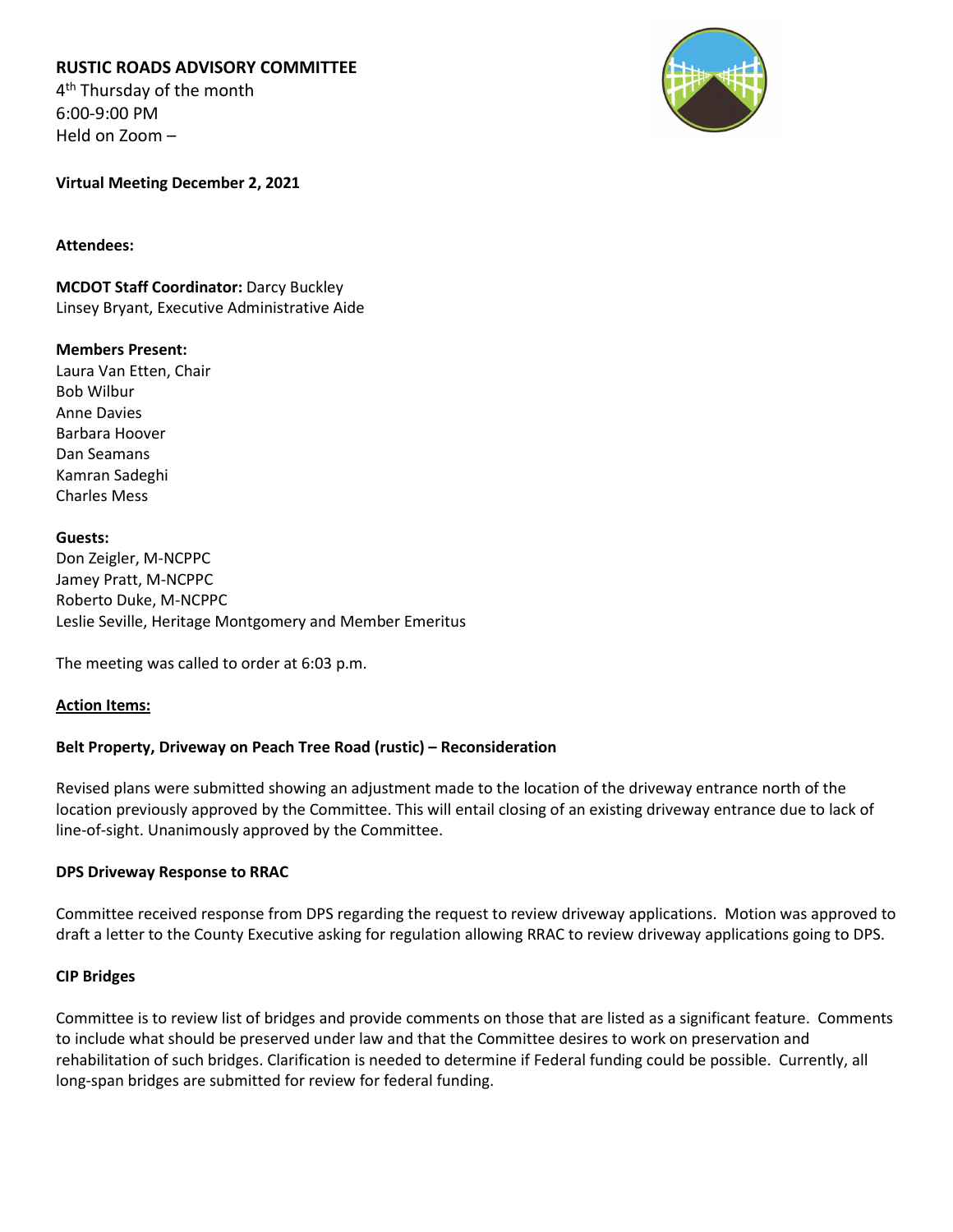**RUSTIC ROADS ADVISORY COMMITTEE**
4th Thursday of the month
6:00-9:00 PM
Held on Zoom –

**Virtual Meeting December 2, 2021**

**Attendees:**

**MCDOT Staff Coordinator:** Darcy Buckley
Linsey Bryant, Executive Administrative Aide

**Members Present:**
Laura Van Etten, Chair
Bob Wilbur
Anne Davies
Barbara Hoover
Dan Seamans
Kamran Sadeghi
Charles Mess

**Guests:**
Don Zeigler, M-NCPPC
Jamey Pratt, M-NCPPC
Roberto Duke, M-NCPPC
Leslie Seville, Heritage Montgomery and Member Emeritus

The meeting was called to order at 6:03 p.m.

**Action Items:**

**Belt Property, Driveway on Peach Tree Road (rustic) – Reconsideration**

Revised plans were submitted showing an adjustment made to the location of the driveway entrance north of the location previously approved by the Committee. This will entail closing of an existing driveway entrance due to lack of line-of-sight. Unanimously approved by the Committee.

**DPS Driveway Response to RRAC**

Committee received response from DPS regarding the request to review driveway applications. Motion was approved to draft a letter to the County Executive asking for regulation allowing RRAC to review driveway applications going to DPS.

**CIP Bridges**

Committee is to review list of bridges and provide comments on those that are listed as a significant feature. Comments to include what should be preserved under law and that the Committee desires to work on preservation and rehabilitation of such bridges. Clarification is needed to determine if Federal funding could be possible. Currently, all long-span bridges are submitted for review for federal funding.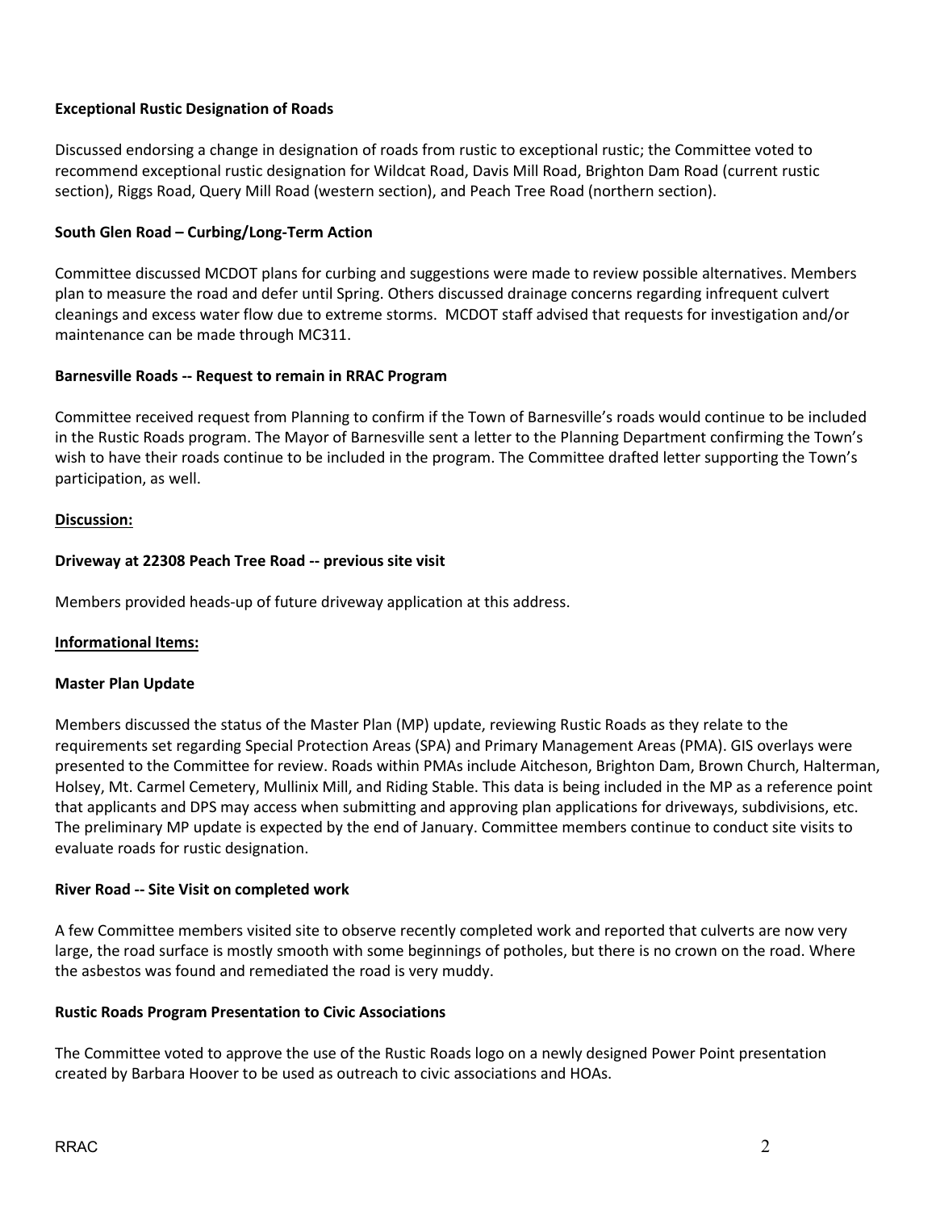**Exceptional Rustic Designation of Roads**

Discussed endorsing a change in designation of roads from rustic to exceptional rustic; the Committee voted to recommend exceptional rustic designation for Wildcat Road, Davis Mill Road, Brighton Dam Road (current rustic section), Riggs Road, Query Mill Road (western section), and Peach Tree Road (northern section).

**South Glen Road – Curbing/Long-Term Action**

Committee discussed MCDOT plans for curbing and suggestions were made to review possible alternatives. Members plan to measure the road and defer until Spring. Others discussed drainage concerns regarding infrequent culvert cleanings and excess water flow due to extreme storms. MCDOT staff advised that requests for investigation and/or maintenance can be made through MC311.

**Barnesville Roads -- Request to remain in RRAC Program**

Committee received request from Planning to confirm if the Town of Barnesville's roads would continue to be included in the Rustic Roads program. The Mayor of Barnesville sent a letter to the Planning Department confirming the Town's wish to have their roads continue to be included in the program. The Committee drafted letter supporting the Town's participation, as well.

**<u>Discussion:</u>**

**Driveway at 22308 Peach Tree Road -- previous site visit**

Members provided heads-up of future driveway application at this address.

**<u>Informational Items:</u>**

**Master Plan Update**

Members discussed the status of the Master Plan (MP) update, reviewing Rustic Roads as they relate to the requirements set regarding Special Protection Areas (SPA) and Primary Management Areas (PMA). GIS overlays were presented to the Committee for review. Roads within PMAs include Aitcheson, Brighton Dam, Brown Church, Halterman, Holsey, Mt. Carmel Cemetery, Mullinix Mill, and Riding Stable. This data is being included in the MP as a reference point that applicants and DPS may access when submitting and approving plan applications for driveways, subdivisions, etc. The preliminary MP update is expected by the end of January. Committee members continue to conduct site visits to evaluate roads for rustic designation.

**River Road -- Site Visit on completed work**

A few Committee members visited site to observe recently completed work and reported that culverts are now very large, the road surface is mostly smooth with some beginnings of potholes, but there is no crown on the road. Where the asbestos was found and remediated the road is very muddy.

**Rustic Roads Program Presentation to Civic Associations**

The Committee voted to approve the use of the Rustic Roads logo on a newly designed Power Point presentation created by Barbara Hoover to be used as outreach to civic associations and HOAs.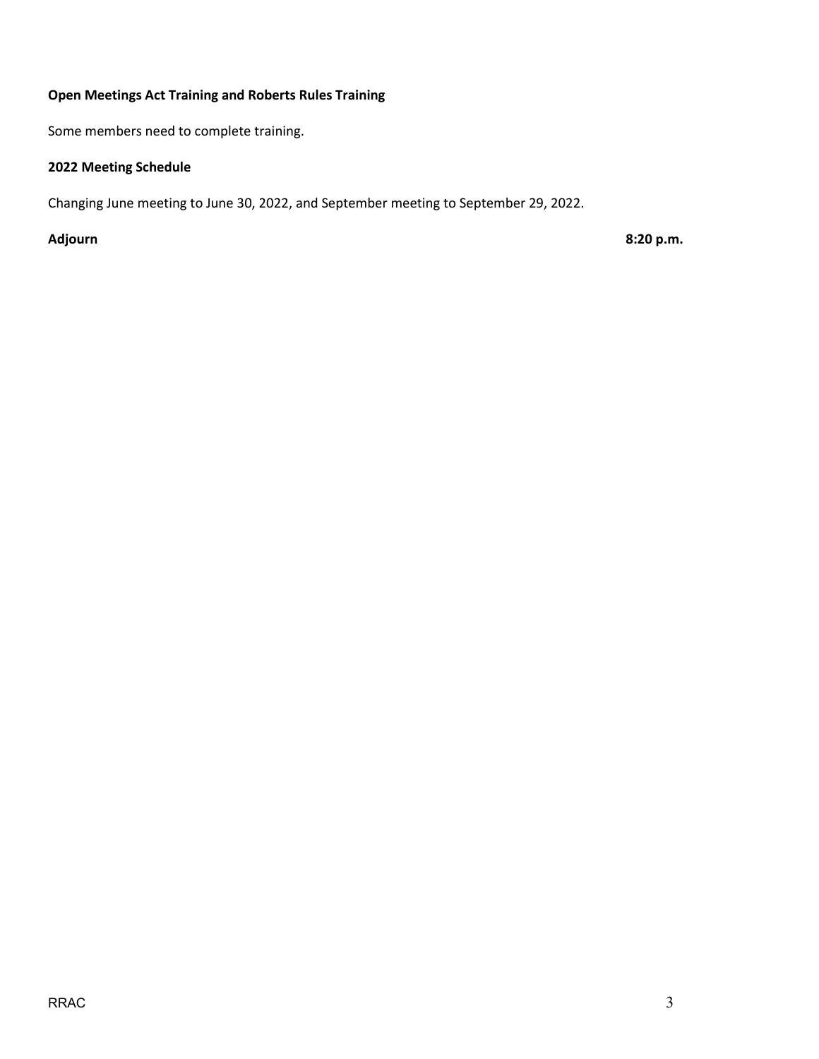**Open Meetings Act Training and Roberts Rules Training**

Some members need to complete training.

**2022 Meeting Schedule**

Changing June meeting to June 30, 2022, and September meeting to September 29, 2022.

**Adjourn** **8:20 p.m.**